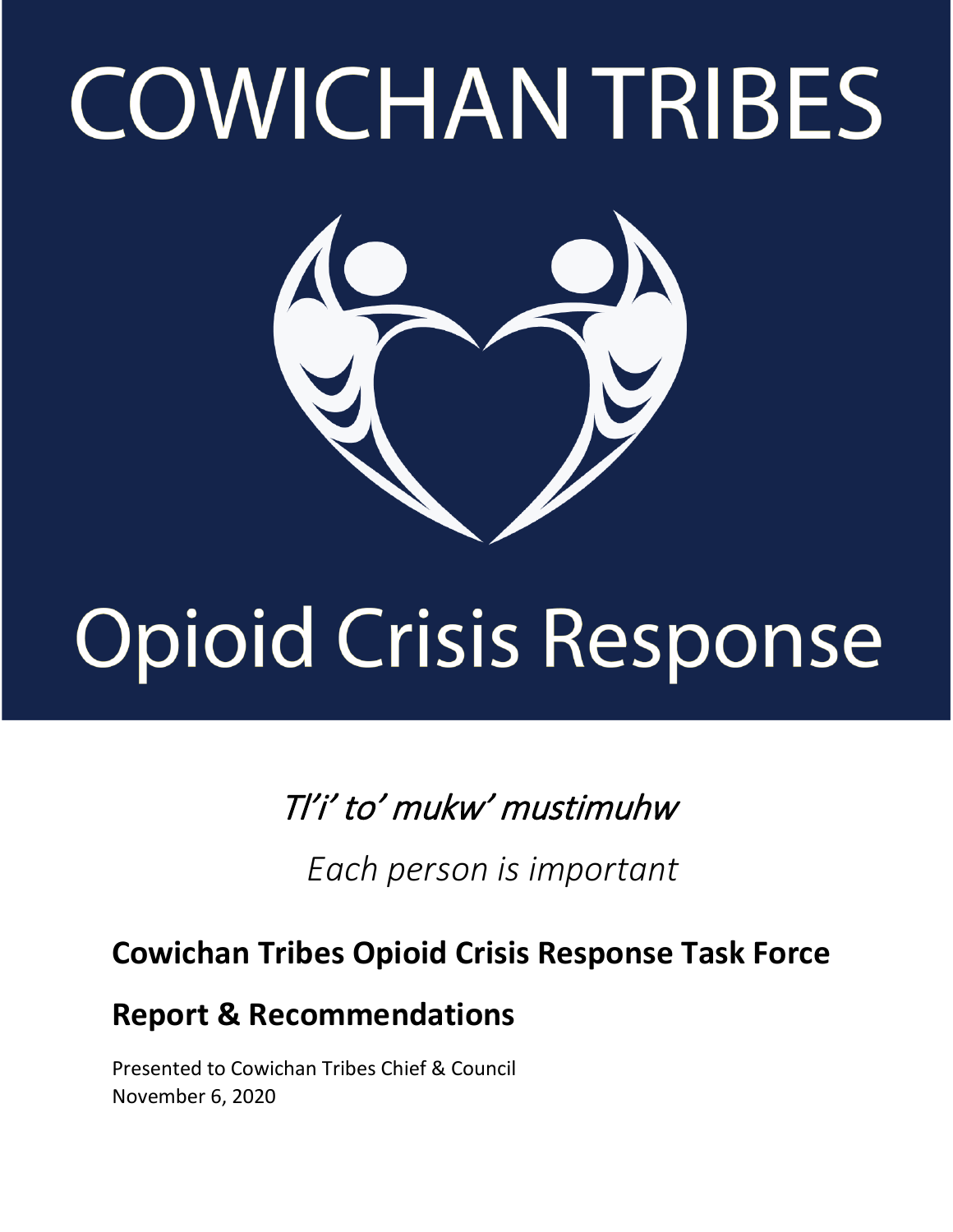# COWICHAN TRIBES

# Opioid Crisis Response

*Tl'i' to' mukw' mustimuhw*

*Each person is important*

## Cowichan Tribes Opioid Crisis Response Task Force

## Report & Recommendations

Presented to Cowichan Tribes Chief & Council
November 6, 2020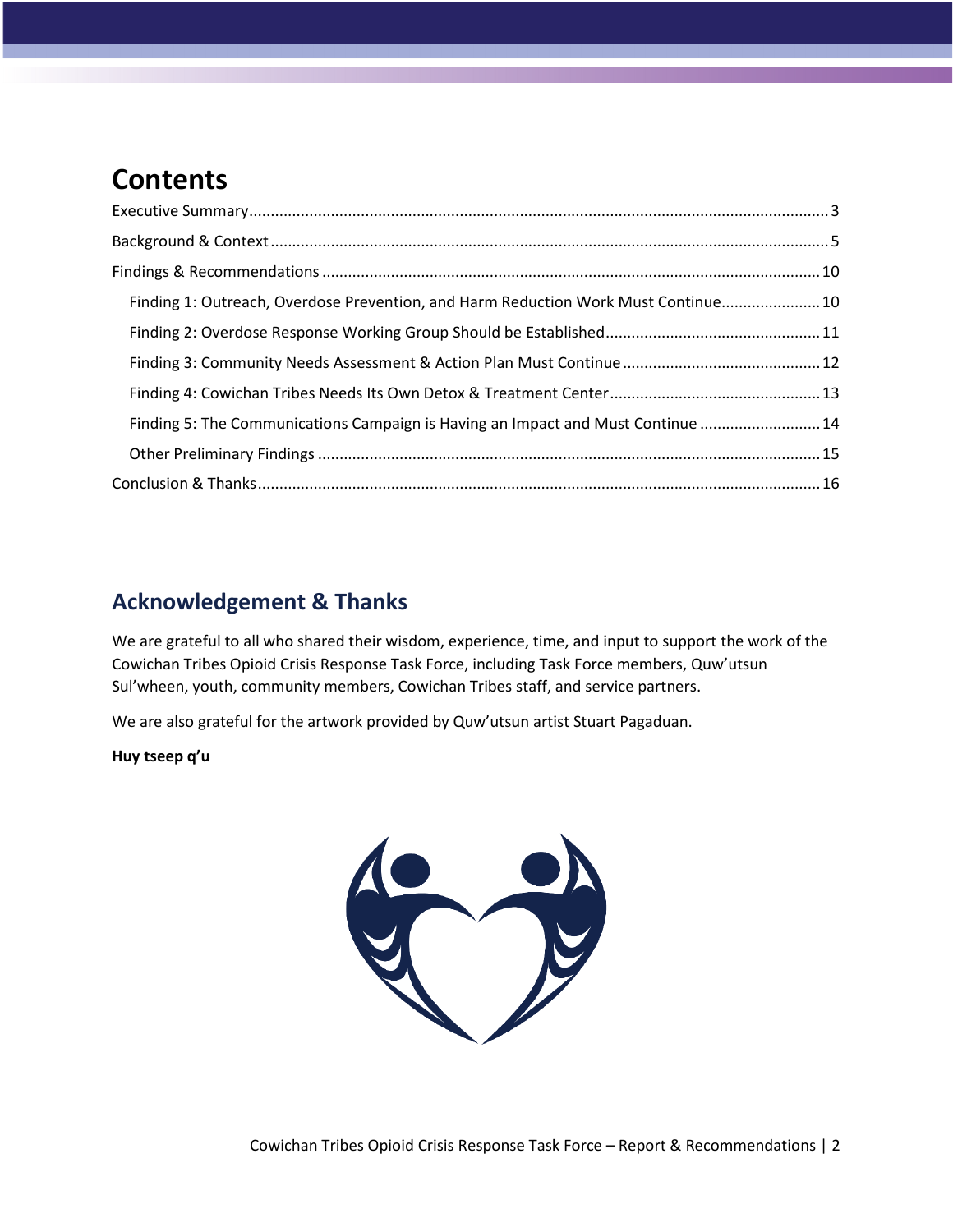# Contents

Executive Summary .......... 3

Background & Context .......... 5

Findings & Recommendations .......... 10

- Finding 1: Outreach, Overdose Prevention, and Harm Reduction Work Must Continue .......... 10
- Finding 2: Overdose Response Working Group Should be Established .......... 11
- Finding 3: Community Needs Assessment & Action Plan Must Continue .......... 12
- Finding 4: Cowichan Tribes Needs Its Own Detox & Treatment Center .......... 13
- Finding 5: The Communications Campaign is Having an Impact and Must Continue .......... 14
- Other Preliminary Findings .......... 15

Conclusion & Thanks .......... 16

## Acknowledgement & Thanks

We are grateful to all who shared their wisdom, experience, time, and input to support the work of the Cowichan Tribes Opioid Crisis Response Task Force, including Task Force members, Quw'utsun Sul'wheen, youth, community members, Cowichan Tribes staff, and service partners.

We are also grateful for the artwork provided by Quw'utsun artist Stuart Pagaduan.

**Huy tseep q'u**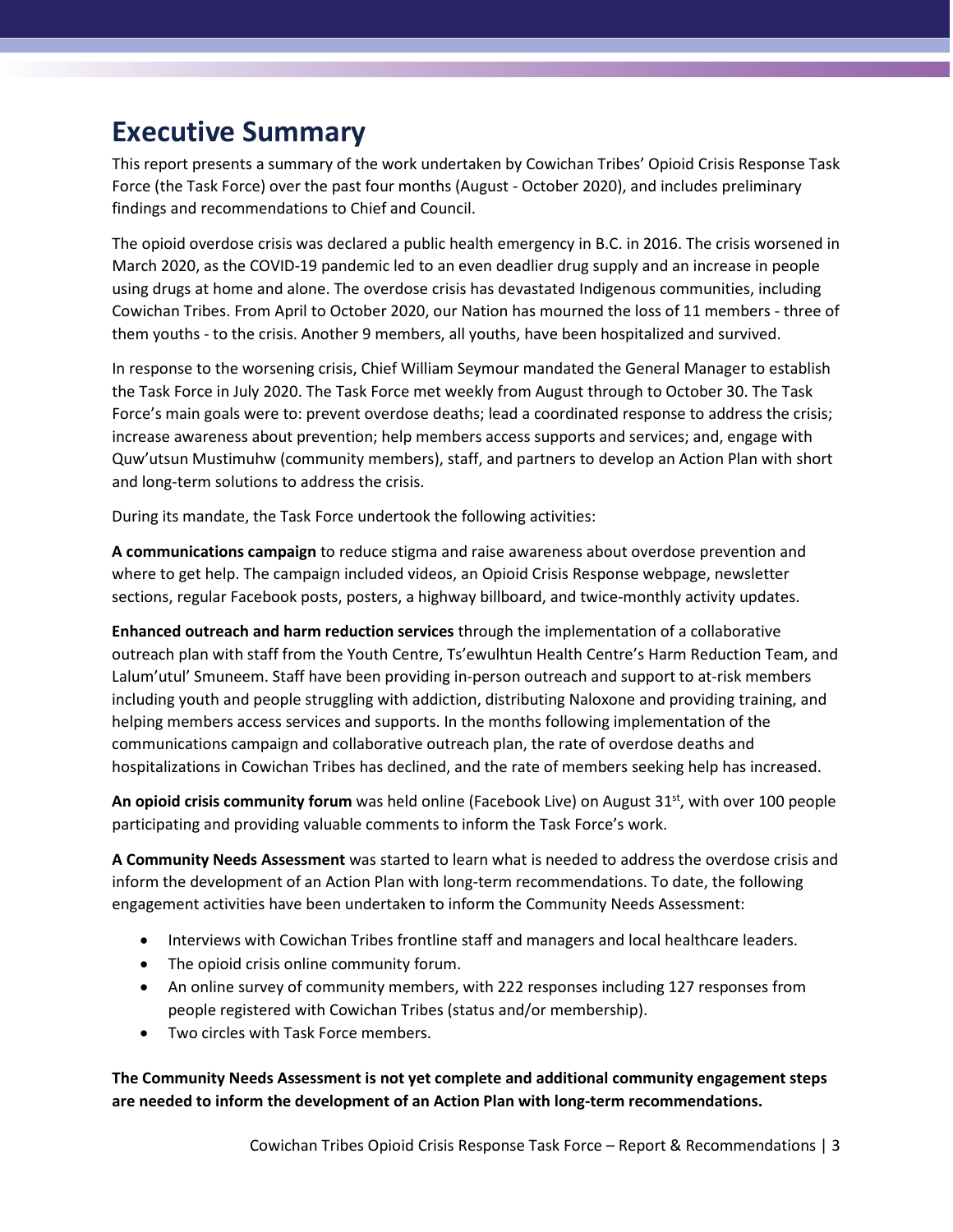# Executive Summary

This report presents a summary of the work undertaken by Cowichan Tribes' Opioid Crisis Response Task Force (the Task Force) over the past four months (August - October 2020), and includes preliminary findings and recommendations to Chief and Council.

The opioid overdose crisis was declared a public health emergency in B.C. in 2016. The crisis worsened in March 2020, as the COVID-19 pandemic led to an even deadlier drug supply and an increase in people using drugs at home and alone. The overdose crisis has devastated Indigenous communities, including Cowichan Tribes. From April to October 2020, our Nation has mourned the loss of 11 members - three of them youths - to the crisis. Another 9 members, all youths, have been hospitalized and survived.

In response to the worsening crisis, Chief William Seymour mandated the General Manager to establish the Task Force in July 2020. The Task Force met weekly from August through to October 30. The Task Force's main goals were to: prevent overdose deaths; lead a coordinated response to address the crisis; increase awareness about prevention; help members access supports and services; and, engage with Quw'utsun Mustimuhw (community members), staff, and partners to develop an Action Plan with short and long-term solutions to address the crisis.

During its mandate, the Task Force undertook the following activities:

**A communications campaign** to reduce stigma and raise awareness about overdose prevention and where to get help. The campaign included videos, an Opioid Crisis Response webpage, newsletter sections, regular Facebook posts, posters, a highway billboard, and twice-monthly activity updates.

**Enhanced outreach and harm reduction services** through the implementation of a collaborative outreach plan with staff from the Youth Centre, Ts'ewulhtun Health Centre's Harm Reduction Team, and Lalum'utul' Smuneem. Staff have been providing in-person outreach and support to at-risk members including youth and people struggling with addiction, distributing Naloxone and providing training, and helping members access services and supports. In the months following implementation of the communications campaign and collaborative outreach plan, the rate of overdose deaths and hospitalizations in Cowichan Tribes has declined, and the rate of members seeking help has increased.

**An opioid crisis community forum** was held online (Facebook Live) on August 31st, with over 100 people participating and providing valuable comments to inform the Task Force's work.

**A Community Needs Assessment** was started to learn what is needed to address the overdose crisis and inform the development of an Action Plan with long-term recommendations. To date, the following engagement activities have been undertaken to inform the Community Needs Assessment:

- Interviews with Cowichan Tribes frontline staff and managers and local healthcare leaders.
- The opioid crisis online community forum.
- An online survey of community members, with 222 responses including 127 responses from people registered with Cowichan Tribes (status and/or membership).
- Two circles with Task Force members.

**The Community Needs Assessment is not yet complete and additional community engagement steps are needed to inform the development of an Action Plan with long-term recommendations.**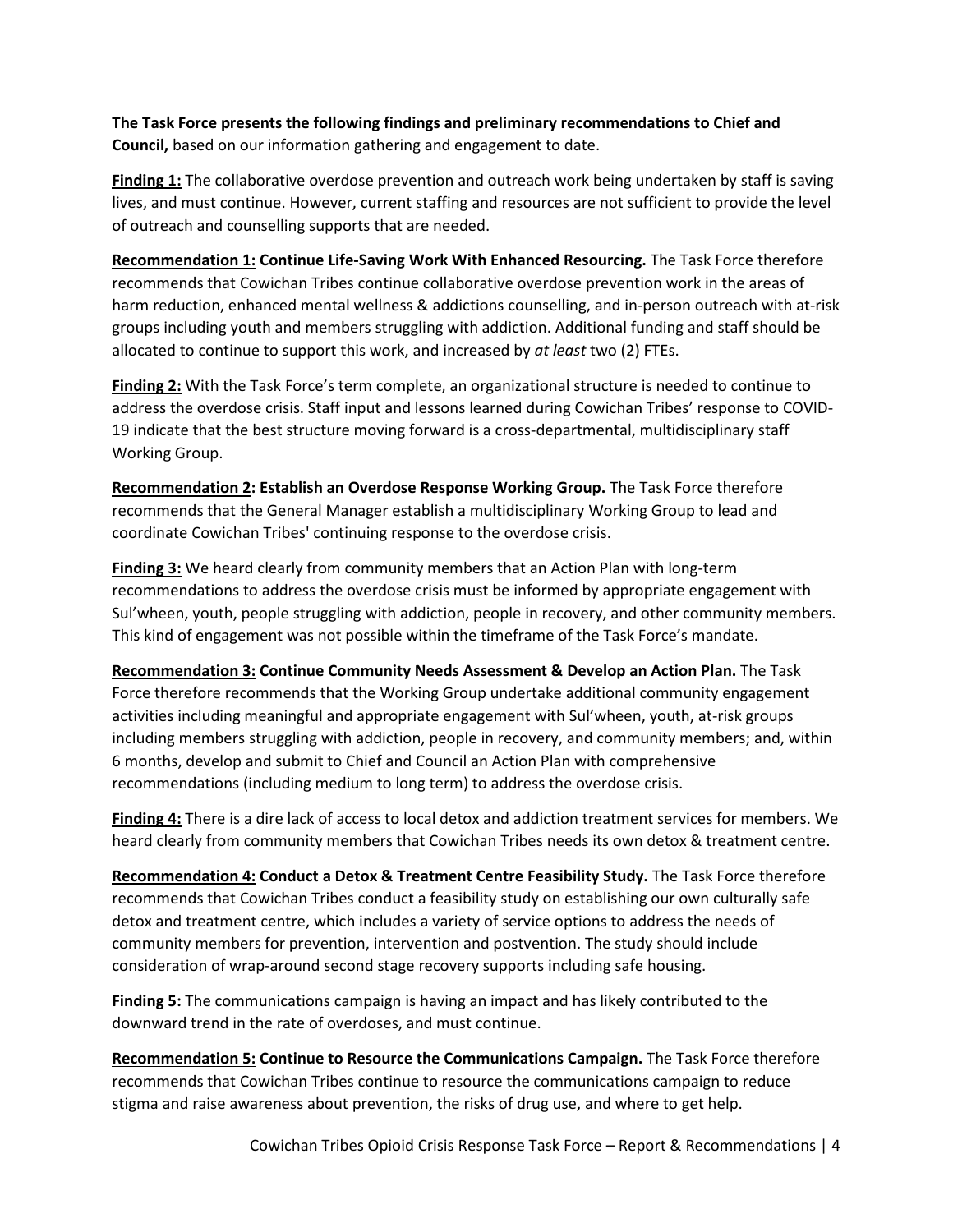**The Task Force presents the following findings and preliminary recommendations to Chief and Council,** based on our information gathering and engagement to date.

**Finding 1:** The collaborative overdose prevention and outreach work being undertaken by staff is saving lives, and must continue. However, current staffing and resources are not sufficient to provide the level of outreach and counselling supports that are needed.

**Recommendation 1: Continue Life-Saving Work With Enhanced Resourcing.** The Task Force therefore recommends that Cowichan Tribes continue collaborative overdose prevention work in the areas of harm reduction, enhanced mental wellness & addictions counselling, and in-person outreach with at-risk groups including youth and members struggling with addiction. Additional funding and staff should be allocated to continue to support this work, and increased by *at least* two (2) FTEs.

**Finding 2:** With the Task Force's term complete, an organizational structure is needed to continue to address the overdose crisis. Staff input and lessons learned during Cowichan Tribes' response to COVID-19 indicate that the best structure moving forward is a cross-departmental, multidisciplinary staff Working Group.

**Recommendation 2: Establish an Overdose Response Working Group.** The Task Force therefore recommends that the General Manager establish a multidisciplinary Working Group to lead and coordinate Cowichan Tribes' continuing response to the overdose crisis.

**Finding 3:** We heard clearly from community members that an Action Plan with long-term recommendations to address the overdose crisis must be informed by appropriate engagement with Sul'wheen, youth, people struggling with addiction, people in recovery, and other community members. This kind of engagement was not possible within the timeframe of the Task Force's mandate.

**Recommendation 3: Continue Community Needs Assessment & Develop an Action Plan.** The Task Force therefore recommends that the Working Group undertake additional community engagement activities including meaningful and appropriate engagement with Sul'wheen, youth, at-risk groups including members struggling with addiction, people in recovery, and community members; and, within 6 months, develop and submit to Chief and Council an Action Plan with comprehensive recommendations (including medium to long term) to address the overdose crisis.

**Finding 4:** There is a dire lack of access to local detox and addiction treatment services for members. We heard clearly from community members that Cowichan Tribes needs its own detox & treatment centre.

**Recommendation 4: Conduct a Detox & Treatment Centre Feasibility Study.** The Task Force therefore recommends that Cowichan Tribes conduct a feasibility study on establishing our own culturally safe detox and treatment centre, which includes a variety of service options to address the needs of community members for prevention, intervention and postvention. The study should include consideration of wrap-around second stage recovery supports including safe housing.

**Finding 5:** The communications campaign is having an impact and has likely contributed to the downward trend in the rate of overdoses, and must continue.

**Recommendation 5: Continue to Resource the Communications Campaign.** The Task Force therefore recommends that Cowichan Tribes continue to resource the communications campaign to reduce stigma and raise awareness about prevention, the risks of drug use, and where to get help.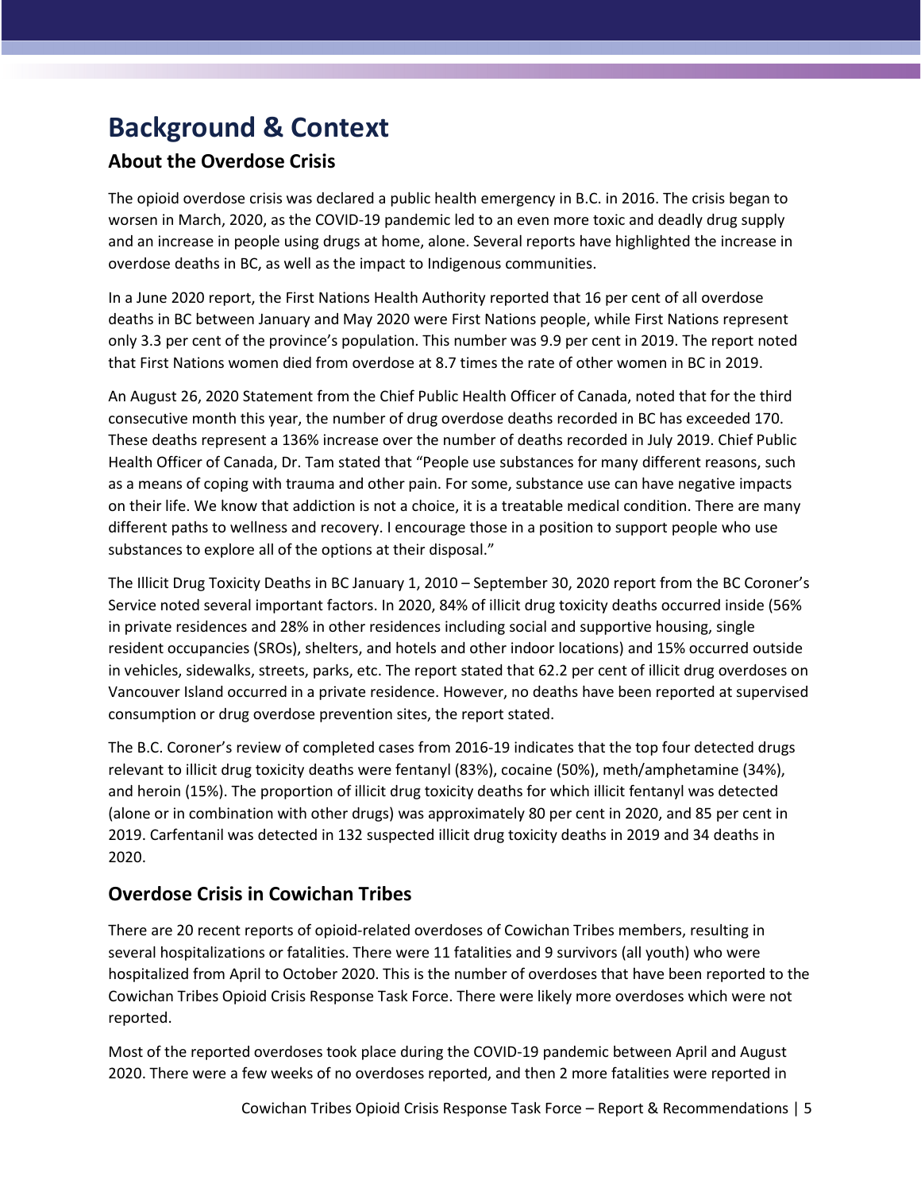# Background & Context

## About the Overdose Crisis

The opioid overdose crisis was declared a public health emergency in B.C. in 2016. The crisis began to worsen in March, 2020, as the COVID-19 pandemic led to an even more toxic and deadly drug supply and an increase in people using drugs at home, alone. Several reports have highlighted the increase in overdose deaths in BC, as well as the impact to Indigenous communities.

In a June 2020 report, the First Nations Health Authority reported that 16 per cent of all overdose deaths in BC between January and May 2020 were First Nations people, while First Nations represent only 3.3 per cent of the province's population. This number was 9.9 per cent in 2019. The report noted that First Nations women died from overdose at 8.7 times the rate of other women in BC in 2019.

An August 26, 2020 Statement from the Chief Public Health Officer of Canada, noted that for the third consecutive month this year, the number of drug overdose deaths recorded in BC has exceeded 170. These deaths represent a 136% increase over the number of deaths recorded in July 2019. Chief Public Health Officer of Canada, Dr. Tam stated that "People use substances for many different reasons, such as a means of coping with trauma and other pain. For some, substance use can have negative impacts on their life. We know that addiction is not a choice, it is a treatable medical condition. There are many different paths to wellness and recovery. I encourage those in a position to support people who use substances to explore all of the options at their disposal."

The Illicit Drug Toxicity Deaths in BC January 1, 2010 – September 30, 2020 report from the BC Coroner's Service noted several important factors. In 2020, 84% of illicit drug toxicity deaths occurred inside (56% in private residences and 28% in other residences including social and supportive housing, single resident occupancies (SROs), shelters, and hotels and other indoor locations) and 15% occurred outside in vehicles, sidewalks, streets, parks, etc. The report stated that 62.2 per cent of illicit drug overdoses on Vancouver Island occurred in a private residence. However, no deaths have been reported at supervised consumption or drug overdose prevention sites, the report stated.

The B.C. Coroner's review of completed cases from 2016-19 indicates that the top four detected drugs relevant to illicit drug toxicity deaths were fentanyl (83%), cocaine (50%), meth/amphetamine (34%), and heroin (15%). The proportion of illicit drug toxicity deaths for which illicit fentanyl was detected (alone or in combination with other drugs) was approximately 80 per cent in 2020, and 85 per cent in 2019. Carfentanil was detected in 132 suspected illicit drug toxicity deaths in 2019 and 34 deaths in 2020.

## Overdose Crisis in Cowichan Tribes

There are 20 recent reports of opioid-related overdoses of Cowichan Tribes members, resulting in several hospitalizations or fatalities. There were 11 fatalities and 9 survivors (all youth) who were hospitalized from April to October 2020. This is the number of overdoses that have been reported to the Cowichan Tribes Opioid Crisis Response Task Force. There were likely more overdoses which were not reported.

Most of the reported overdoses took place during the COVID-19 pandemic between April and August 2020. There were a few weeks of no overdoses reported, and then 2 more fatalities were reported in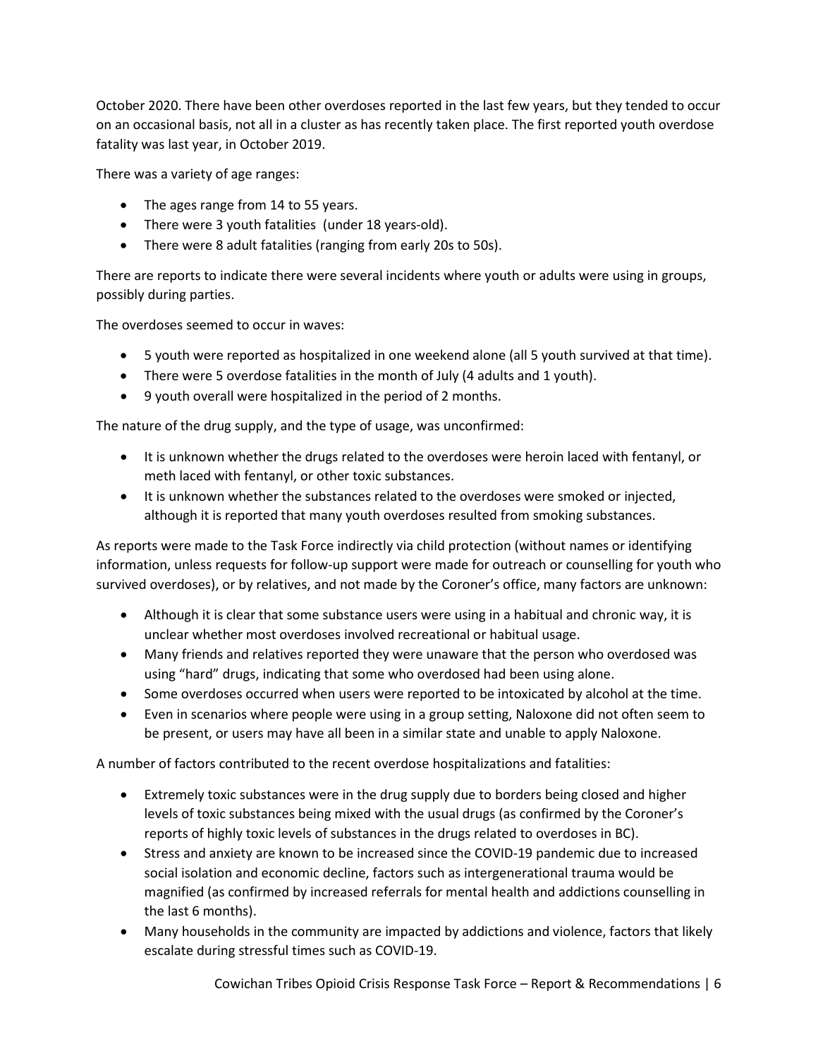October 2020. There have been other overdoses reported in the last few years, but they tended to occur on an occasional basis, not all in a cluster as has recently taken place. The first reported youth overdose fatality was last year, in October 2019.

There was a variety of age ranges:

- The ages range from 14 to 55 years.
- There were 3 youth fatalities (under 18 years-old).
- There were 8 adult fatalities (ranging from early 20s to 50s).

There are reports to indicate there were several incidents where youth or adults were using in groups, possibly during parties.

The overdoses seemed to occur in waves:

- 5 youth were reported as hospitalized in one weekend alone (all 5 youth survived at that time).
- There were 5 overdose fatalities in the month of July (4 adults and 1 youth).
- 9 youth overall were hospitalized in the period of 2 months.

The nature of the drug supply, and the type of usage, was unconfirmed:

- It is unknown whether the drugs related to the overdoses were heroin laced with fentanyl, or meth laced with fentanyl, or other toxic substances.
- It is unknown whether the substances related to the overdoses were smoked or injected, although it is reported that many youth overdoses resulted from smoking substances.

As reports were made to the Task Force indirectly via child protection (without names or identifying information, unless requests for follow-up support were made for outreach or counselling for youth who survived overdoses), or by relatives, and not made by the Coroner's office, many factors are unknown:

- Although it is clear that some substance users were using in a habitual and chronic way, it is unclear whether most overdoses involved recreational or habitual usage.
- Many friends and relatives reported they were unaware that the person who overdosed was using "hard" drugs, indicating that some who overdosed had been using alone.
- Some overdoses occurred when users were reported to be intoxicated by alcohol at the time.
- Even in scenarios where people were using in a group setting, Naloxone did not often seem to be present, or users may have all been in a similar state and unable to apply Naloxone.

A number of factors contributed to the recent overdose hospitalizations and fatalities:

- Extremely toxic substances were in the drug supply due to borders being closed and higher levels of toxic substances being mixed with the usual drugs (as confirmed by the Coroner's reports of highly toxic levels of substances in the drugs related to overdoses in BC).
- Stress and anxiety are known to be increased since the COVID-19 pandemic due to increased social isolation and economic decline, factors such as intergenerational trauma would be magnified (as confirmed by increased referrals for mental health and addictions counselling in the last 6 months).
- Many households in the community are impacted by addictions and violence, factors that likely escalate during stressful times such as COVID-19.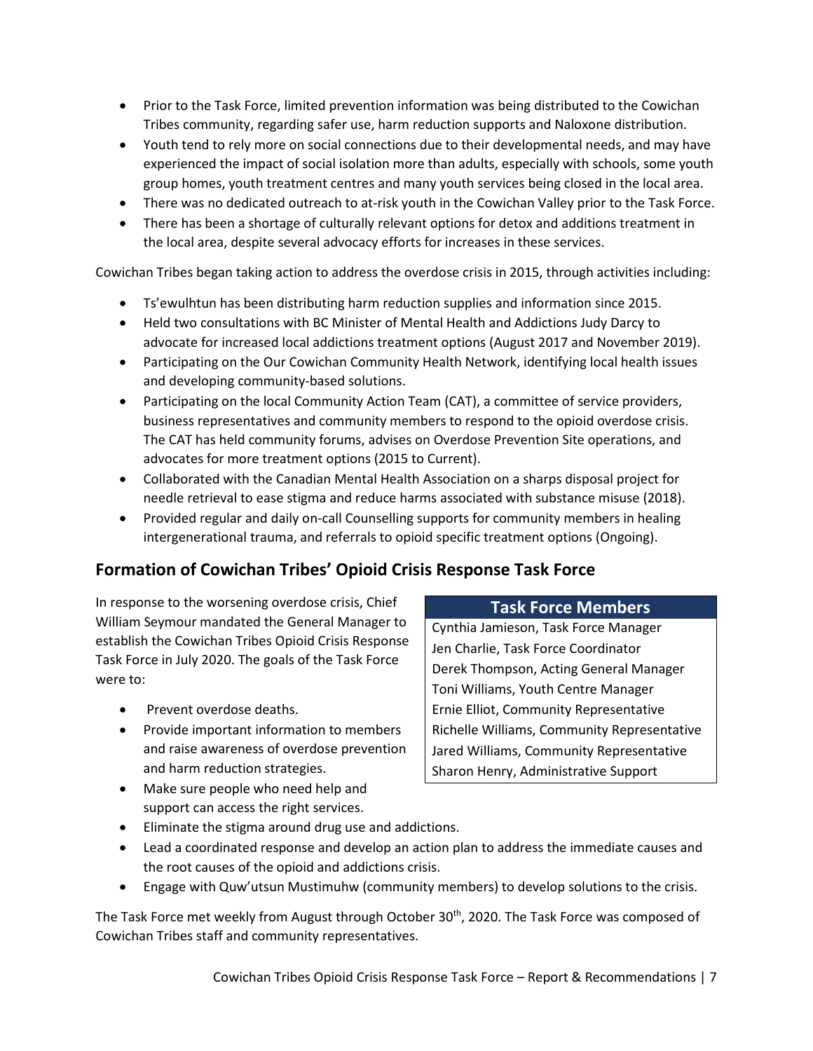- Prior to the Task Force, limited prevention information was being distributed to the Cowichan Tribes community, regarding safer use, harm reduction supports and Naloxone distribution.
- Youth tend to rely more on social connections due to their developmental needs, and may have experienced the impact of social isolation more than adults, especially with schools, some youth group homes, youth treatment centres and many youth services being closed in the local area.
- There was no dedicated outreach to at-risk youth in the Cowichan Valley prior to the Task Force.
- There has been a shortage of culturally relevant options for detox and additions treatment in the local area, despite several advocacy efforts for increases in these services.

Cowichan Tribes began taking action to address the overdose crisis in 2015, through activities including:

- Ts'ewulhtun has been distributing harm reduction supplies and information since 2015.
- Held two consultations with BC Minister of Mental Health and Addictions Judy Darcy to advocate for increased local addictions treatment options (August 2017 and November 2019).
- Participating on the Our Cowichan Community Health Network, identifying local health issues and developing community-based solutions.
- Participating on the local Community Action Team (CAT), a committee of service providers, business representatives and community members to respond to the opioid overdose crisis. The CAT has held community forums, advises on Overdose Prevention Site operations, and advocates for more treatment options (2015 to Current).
- Collaborated with the Canadian Mental Health Association on a sharps disposal project for needle retrieval to ease stigma and reduce harms associated with substance misuse (2018).
- Provided regular and daily on-call Counselling supports for community members in healing intergenerational trauma, and referrals to opioid specific treatment options (Ongoing).

## Formation of Cowichan Tribes' Opioid Crisis Response Task Force

In response to the worsening overdose crisis, Chief William Seymour mandated the General Manager to establish the Cowichan Tribes Opioid Crisis Response Task Force in July 2020. The goals of the Task Force were to:

- Prevent overdose deaths.
- Provide important information to members and raise awareness of overdose prevention and harm reduction strategies.
- Make sure people who need help and support can access the right services.
- Eliminate the stigma around drug use and addictions.
- Lead a coordinated response and develop an action plan to address the immediate causes and the root causes of the opioid and addictions crisis.
- Engage with Quw'utsun Mustimuhw (community members) to develop solutions to the crisis.

| Task Force Members |
|---|
| Cynthia Jamieson, Task Force Manager |
| Jen Charlie, Task Force Coordinator |
| Derek Thompson, Acting General Manager |
| Toni Williams, Youth Centre Manager |
| Ernie Elliot, Community Representative |
| Richelle Williams, Community Representative |
| Jared Williams, Community Representative |
| Sharon Henry, Administrative Support |

The Task Force met weekly from August through October 30th, 2020. The Task Force was composed of Cowichan Tribes staff and community representatives.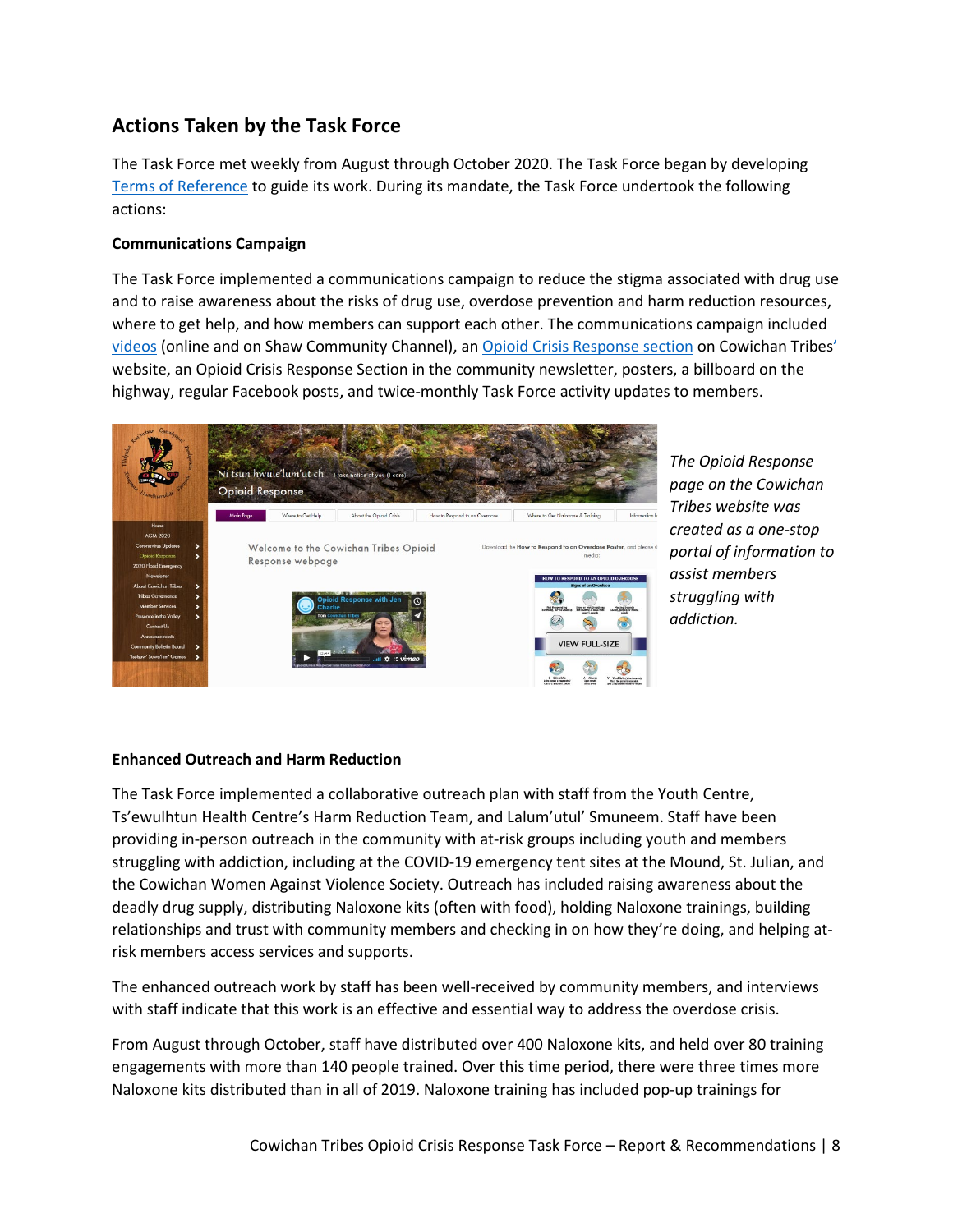## Actions Taken by the Task Force

The Task Force met weekly from August through October 2020. The Task Force began by developing Terms of Reference to guide its work. During its mandate, the Task Force undertook the following actions:

### Communications Campaign

The Task Force implemented a communications campaign to reduce the stigma associated with drug use and to raise awareness about the risks of drug use, overdose prevention and harm reduction resources, where to get help, and how members can support each other. The communications campaign included videos (online and on Shaw Community Channel), an Opioid Crisis Response section on Cowichan Tribes' website, an Opioid Crisis Response Section in the community newsletter, posters, a billboard on the highway, regular Facebook posts, and twice-monthly Task Force activity updates to members.

*The Opioid Response page on the Cowichan Tribes website was created as a one-stop portal of information to assist members struggling with addiction.*

### Enhanced Outreach and Harm Reduction

The Task Force implemented a collaborative outreach plan with staff from the Youth Centre, Ts'ewulhtun Health Centre's Harm Reduction Team, and Lalum'utul' Smuneem. Staff have been providing in-person outreach in the community with at-risk groups including youth and members struggling with addiction, including at the COVID-19 emergency tent sites at the Mound, St. Julian, and the Cowichan Women Against Violence Society. Outreach has included raising awareness about the deadly drug supply, distributing Naloxone kits (often with food), holding Naloxone trainings, building relationships and trust with community members and checking in on how they're doing, and helping at-risk members access services and supports.

The enhanced outreach work by staff has been well-received by community members, and interviews with staff indicate that this work is an effective and essential way to address the overdose crisis.

From August through October, staff have distributed over 400 Naloxone kits, and held over 80 training engagements with more than 140 people trained. Over this time period, there were three times more Naloxone kits distributed than in all of 2019. Naloxone training has included pop-up trainings for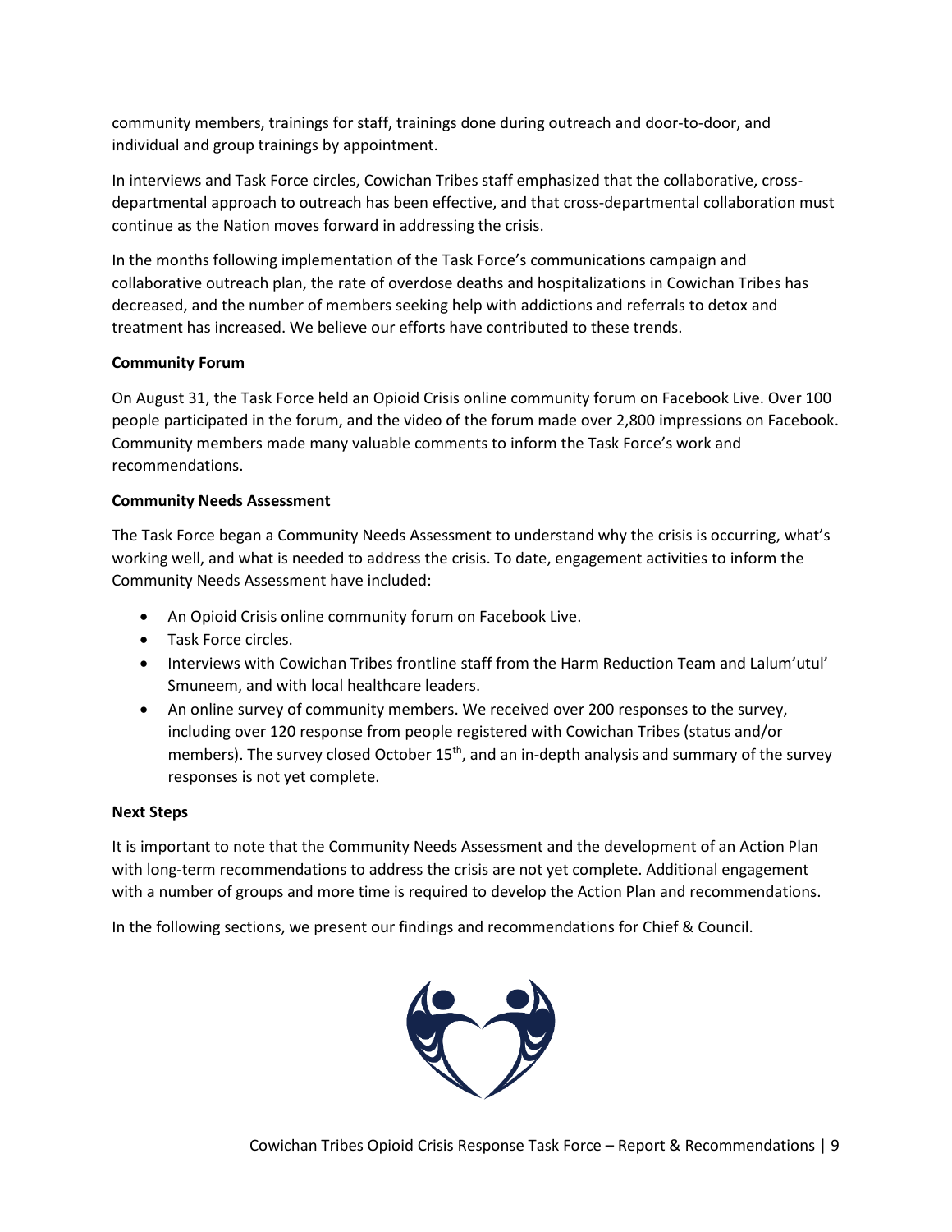community members, trainings for staff, trainings done during outreach and door-to-door, and individual and group trainings by appointment.

In interviews and Task Force circles, Cowichan Tribes staff emphasized that the collaborative, cross-departmental approach to outreach has been effective, and that cross-departmental collaboration must continue as the Nation moves forward in addressing the crisis.

In the months following implementation of the Task Force's communications campaign and collaborative outreach plan, the rate of overdose deaths and hospitalizations in Cowichan Tribes has decreased, and the number of members seeking help with addictions and referrals to detox and treatment has increased. We believe our efforts have contributed to these trends.

**Community Forum**

On August 31, the Task Force held an Opioid Crisis online community forum on Facebook Live. Over 100 people participated in the forum, and the video of the forum made over 2,800 impressions on Facebook. Community members made many valuable comments to inform the Task Force's work and recommendations.

**Community Needs Assessment**

The Task Force began a Community Needs Assessment to understand why the crisis is occurring, what's working well, and what is needed to address the crisis. To date, engagement activities to inform the Community Needs Assessment have included:

- An Opioid Crisis online community forum on Facebook Live.
- Task Force circles.
- Interviews with Cowichan Tribes frontline staff from the Harm Reduction Team and Lalum'utul' Smuneem, and with local healthcare leaders.
- An online survey of community members. We received over 200 responses to the survey, including over 120 response from people registered with Cowichan Tribes (status and/or members). The survey closed October 15th, and an in-depth analysis and summary of the survey responses is not yet complete.

**Next Steps**

It is important to note that the Community Needs Assessment and the development of an Action Plan with long-term recommendations to address the crisis are not yet complete. Additional engagement with a number of groups and more time is required to develop the Action Plan and recommendations.

In the following sections, we present our findings and recommendations for Chief & Council.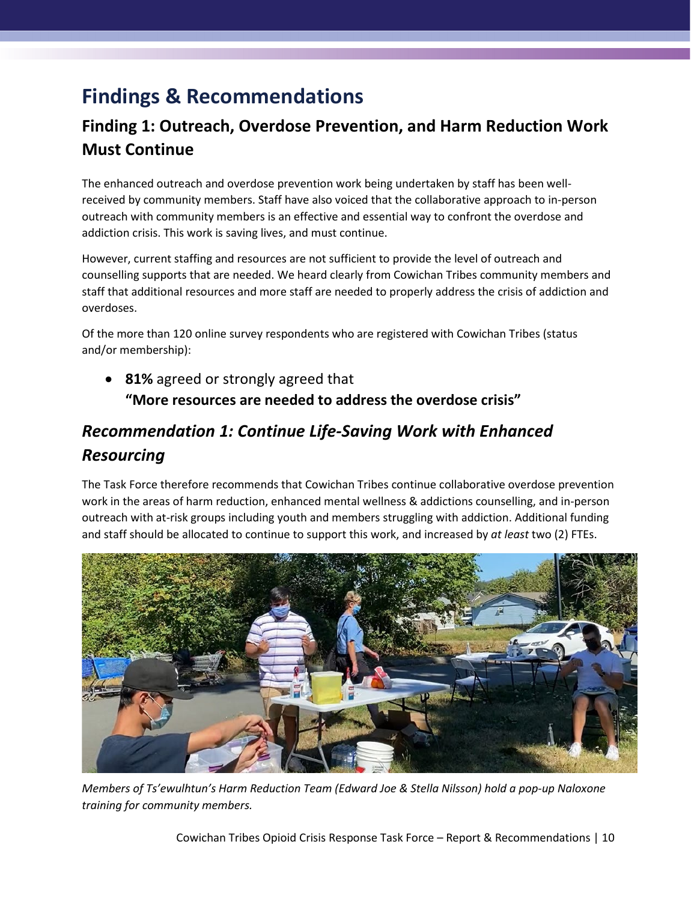# Findings & Recommendations

## Finding 1: Outreach, Overdose Prevention, and Harm Reduction Work Must Continue

The enhanced outreach and overdose prevention work being undertaken by staff has been well-received by community members. Staff have also voiced that the collaborative approach to in-person outreach with community members is an effective and essential way to confront the overdose and addiction crisis. This work is saving lives, and must continue.

However, current staffing and resources are not sufficient to provide the level of outreach and counselling supports that are needed. We heard clearly from Cowichan Tribes community members and staff that additional resources and more staff are needed to properly address the crisis of addiction and overdoses.

Of the more than 120 online survey respondents who are registered with Cowichan Tribes (status and/or membership):

- **81%** agreed or strongly agreed that
  **"More resources are needed to address the overdose crisis"**

## *Recommendation 1: Continue Life-Saving Work with Enhanced Resourcing*

The Task Force therefore recommends that Cowichan Tribes continue collaborative overdose prevention work in the areas of harm reduction, enhanced mental wellness & addictions counselling, and in-person outreach with at-risk groups including youth and members struggling with addiction. Additional funding and staff should be allocated to continue to support this work, and increased by *at least* two (2) FTEs.

*Members of Ts'ewulhtun's Harm Reduction Team (Edward Joe & Stella Nilsson) hold a pop-up Naloxone training for community members.*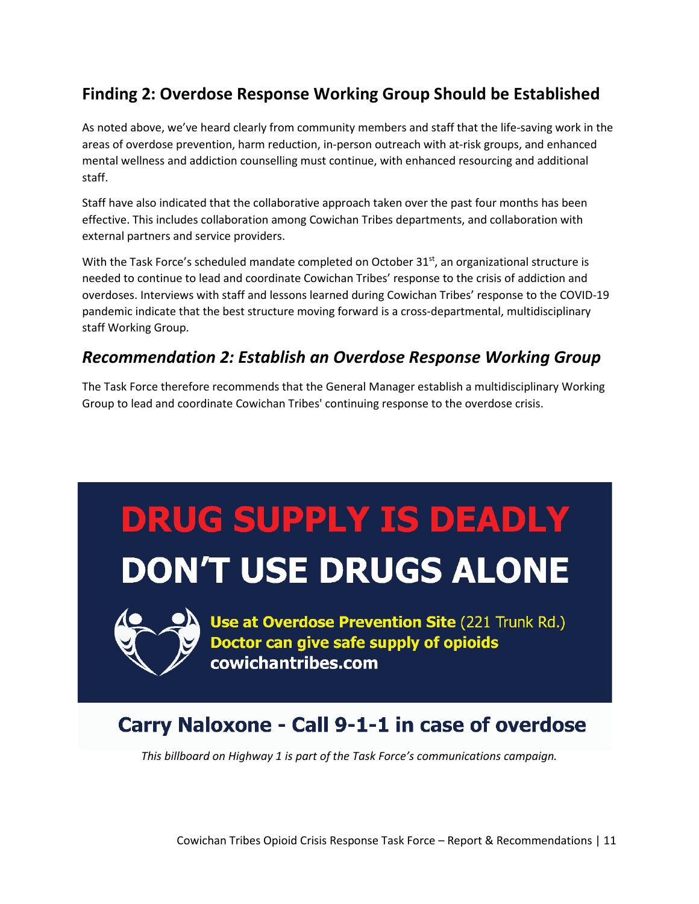## Finding 2: Overdose Response Working Group Should be Established

As noted above, we've heard clearly from community members and staff that the life-saving work in the areas of overdose prevention, harm reduction, in-person outreach with at-risk groups, and enhanced mental wellness and addiction counselling must continue, with enhanced resourcing and additional staff.

Staff have also indicated that the collaborative approach taken over the past four months has been effective. This includes collaboration among Cowichan Tribes departments, and collaboration with external partners and service providers.

With the Task Force's scheduled mandate completed on October 31st, an organizational structure is needed to continue to lead and coordinate Cowichan Tribes' response to the crisis of addiction and overdoses. Interviews with staff and lessons learned during Cowichan Tribes' response to the COVID-19 pandemic indicate that the best structure moving forward is a cross-departmental, multidisciplinary staff Working Group.

### *Recommendation 2: Establish an Overdose Response Working Group*

The Task Force therefore recommends that the General Manager establish a multidisciplinary Working Group to lead and coordinate Cowichan Tribes' continuing response to the overdose crisis.

**DRUG SUPPLY IS DEADLY**
**DON'T USE DRUGS ALONE**

**Use at Overdose Prevention Site** (221 Trunk Rd.)
**Doctor can give safe supply of opioids**
**cowichantribes.com**

**Carry Naloxone - Call 9-1-1 in case of overdose**

*This billboard on Highway 1 is part of the Task Force's communications campaign.*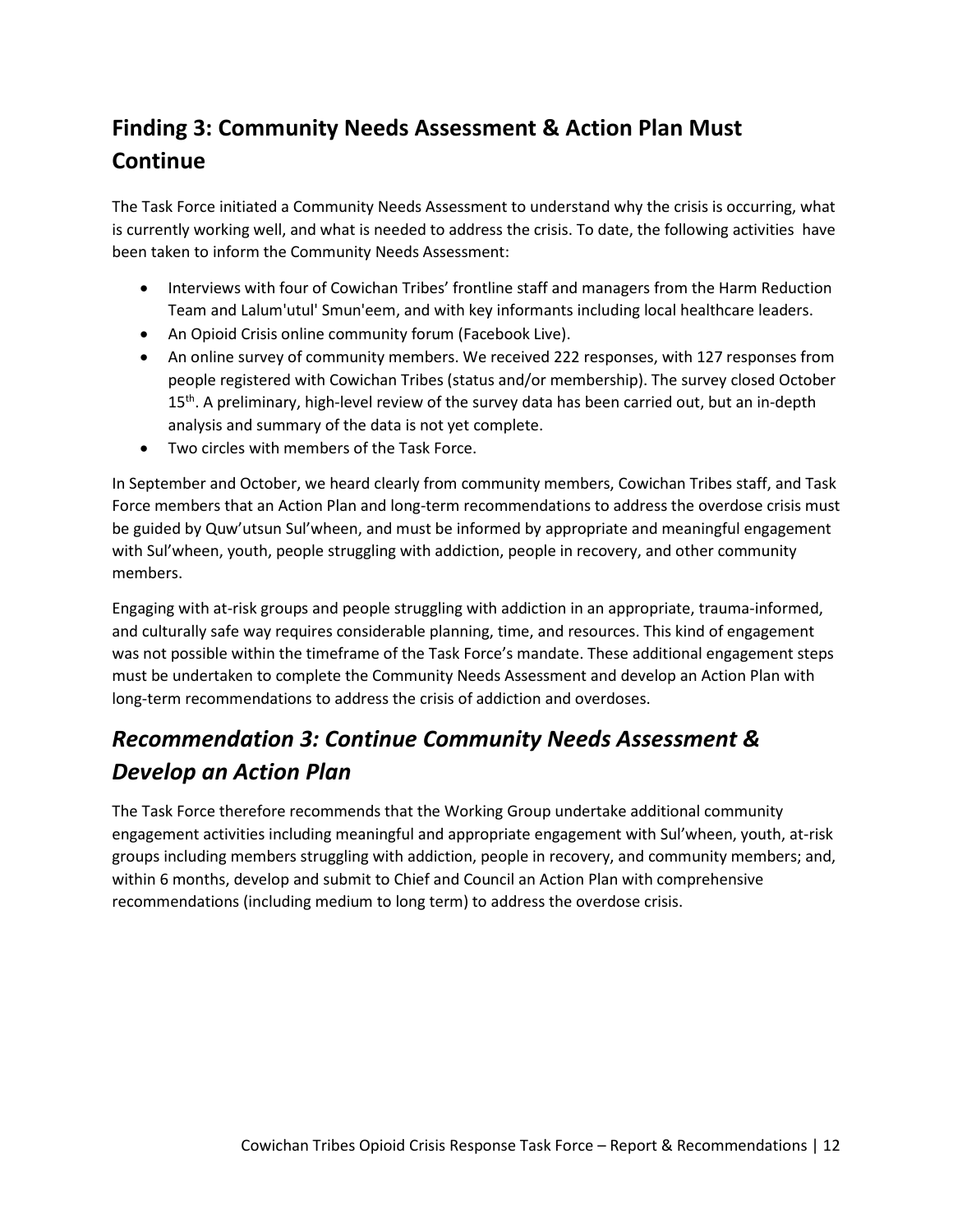## Finding 3: Community Needs Assessment & Action Plan Must Continue

The Task Force initiated a Community Needs Assessment to understand why the crisis is occurring, what is currently working well, and what is needed to address the crisis. To date, the following activities have been taken to inform the Community Needs Assessment:

- Interviews with four of Cowichan Tribes' frontline staff and managers from the Harm Reduction Team and Lalum'utul' Smun'eem, and with key informants including local healthcare leaders.
- An Opioid Crisis online community forum (Facebook Live).
- An online survey of community members. We received 222 responses, with 127 responses from people registered with Cowichan Tribes (status and/or membership). The survey closed October 15th. A preliminary, high-level review of the survey data has been carried out, but an in-depth analysis and summary of the data is not yet complete.
- Two circles with members of the Task Force.

In September and October, we heard clearly from community members, Cowichan Tribes staff, and Task Force members that an Action Plan and long-term recommendations to address the overdose crisis must be guided by Quw'utsun Sul'wheen, and must be informed by appropriate and meaningful engagement with Sul'wheen, youth, people struggling with addiction, people in recovery, and other community members.

Engaging with at-risk groups and people struggling with addiction in an appropriate, trauma-informed, and culturally safe way requires considerable planning, time, and resources. This kind of engagement was not possible within the timeframe of the Task Force's mandate. These additional engagement steps must be undertaken to complete the Community Needs Assessment and develop an Action Plan with long-term recommendations to address the crisis of addiction and overdoses.

## *Recommendation 3: Continue Community Needs Assessment & Develop an Action Plan*

The Task Force therefore recommends that the Working Group undertake additional community engagement activities including meaningful and appropriate engagement with Sul'wheen, youth, at-risk groups including members struggling with addiction, people in recovery, and community members; and, within 6 months, develop and submit to Chief and Council an Action Plan with comprehensive recommendations (including medium to long term) to address the overdose crisis.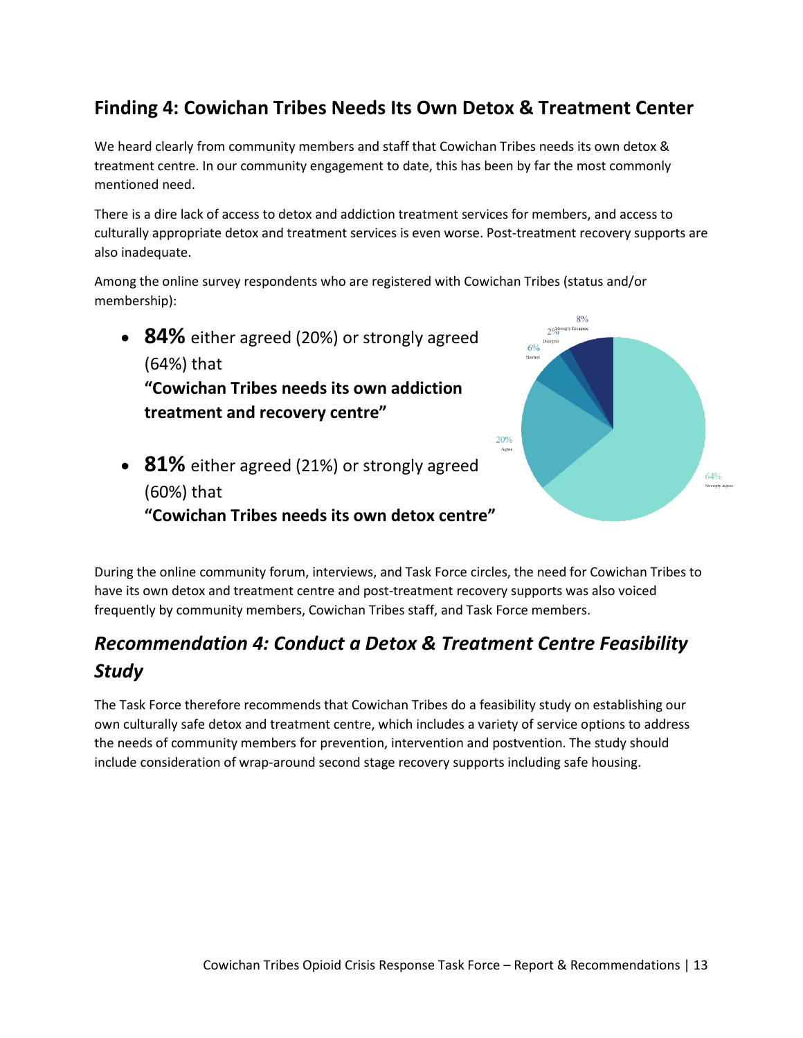## Finding 4: Cowichan Tribes Needs Its Own Detox & Treatment Center

We heard clearly from community members and staff that Cowichan Tribes needs its own detox & treatment centre. In our community engagement to date, this has been by far the most commonly mentioned need.

There is a dire lack of access to detox and addiction treatment services for members, and access to culturally appropriate detox and treatment services is even worse. Post-treatment recovery supports are also inadequate.

Among the online survey respondents who are registered with Cowichan Tribes (status and/or membership):

- **84%** either agreed (20%) or strongly agreed (64%) that **"Cowichan Tribes needs its own addiction treatment and recovery centre"**
- **81%** either agreed (21%) or strongly agreed (60%) that **"Cowichan Tribes needs its own detox centre"**

8% Strongly Disagree
2% Disagree
6% Neutral
20% Agree
64% Strongly Agree

During the online community forum, interviews, and Task Force circles, the need for Cowichan Tribes to have its own detox and treatment centre and post-treatment recovery supports was also voiced frequently by community members, Cowichan Tribes staff, and Task Force members.

## *Recommendation 4: Conduct a Detox & Treatment Centre Feasibility Study*

The Task Force therefore recommends that Cowichan Tribes do a feasibility study on establishing our own culturally safe detox and treatment centre, which includes a variety of service options to address the needs of community members for prevention, intervention and postvention. The study should include consideration of wrap-around second stage recovery supports including safe housing.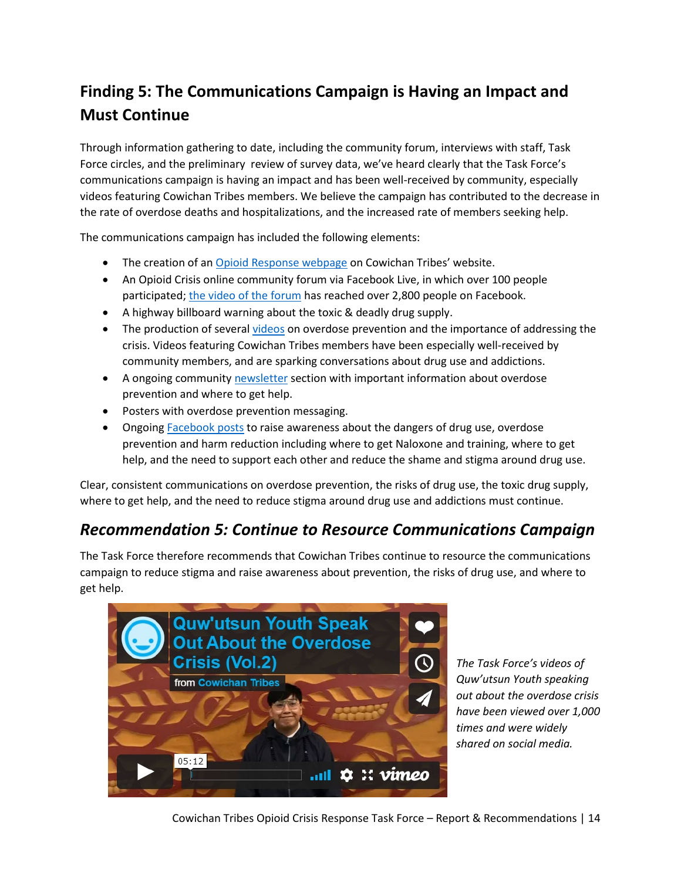## Finding 5: The Communications Campaign is Having an Impact and Must Continue

Through information gathering to date, including the community forum, interviews with staff, Task Force circles, and the preliminary review of survey data, we've heard clearly that the Task Force's communications campaign is having an impact and has been well-received by community, especially videos featuring Cowichan Tribes members. We believe the campaign has contributed to the decrease in the rate of overdose deaths and hospitalizations, and the increased rate of members seeking help.

The communications campaign has included the following elements:

- The creation of an Opioid Response webpage on Cowichan Tribes' website.
- An Opioid Crisis online community forum via Facebook Live, in which over 100 people participated; the video of the forum has reached over 2,800 people on Facebook.
- A highway billboard warning about the toxic & deadly drug supply.
- The production of several videos on overdose prevention and the importance of addressing the crisis. Videos featuring Cowichan Tribes members have been especially well-received by community members, and are sparking conversations about drug use and addictions.
- A ongoing community newsletter section with important information about overdose prevention and where to get help.
- Posters with overdose prevention messaging.
- Ongoing Facebook posts to raise awareness about the dangers of drug use, overdose prevention and harm reduction including where to get Naloxone and training, where to get help, and the need to support each other and reduce the shame and stigma around drug use.

Clear, consistent communications on overdose prevention, the risks of drug use, the toxic drug supply, where to get help, and the need to reduce stigma around drug use and addictions must continue.

### *Recommendation 5: Continue to Resource Communications Campaign*

The Task Force therefore recommends that Cowichan Tribes continue to resource the communications campaign to reduce stigma and raise awareness about prevention, the risks of drug use, and where to get help.

*The Task Force's videos of Quw'utsun Youth speaking out about the overdose crisis have been viewed over 1,000 times and were widely shared on social media.*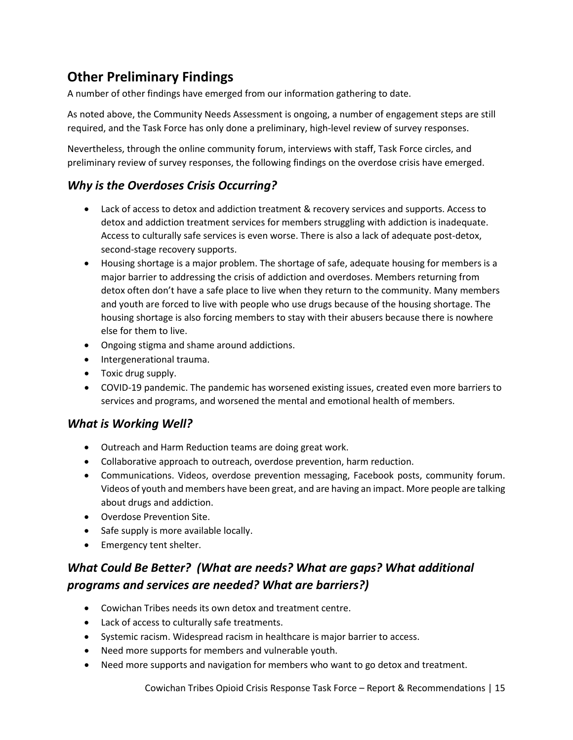## Other Preliminary Findings

A number of other findings have emerged from our information gathering to date.

As noted above, the Community Needs Assessment is ongoing, a number of engagement steps are still required, and the Task Force has only done a preliminary, high-level review of survey responses.

Nevertheless, through the online community forum, interviews with staff, Task Force circles, and preliminary review of survey responses, the following findings on the overdose crisis have emerged.

### *Why is the Overdoses Crisis Occurring?*

- Lack of access to detox and addiction treatment & recovery services and supports. Access to detox and addiction treatment services for members struggling with addiction is inadequate. Access to culturally safe services is even worse. There is also a lack of adequate post-detox, second-stage recovery supports.
- Housing shortage is a major problem. The shortage of safe, adequate housing for members is a major barrier to addressing the crisis of addiction and overdoses. Members returning from detox often don't have a safe place to live when they return to the community. Many members and youth are forced to live with people who use drugs because of the housing shortage. The housing shortage is also forcing members to stay with their abusers because there is nowhere else for them to live.
- Ongoing stigma and shame around addictions.
- Intergenerational trauma.
- Toxic drug supply.
- COVID-19 pandemic. The pandemic has worsened existing issues, created even more barriers to services and programs, and worsened the mental and emotional health of members.

### *What is Working Well?*

- Outreach and Harm Reduction teams are doing great work.
- Collaborative approach to outreach, overdose prevention, harm reduction.
- Communications. Videos, overdose prevention messaging, Facebook posts, community forum. Videos of youth and members have been great, and are having an impact. More people are talking about drugs and addiction.
- Overdose Prevention Site.
- Safe supply is more available locally.
- Emergency tent shelter.

### *What Could Be Better? (What are needs? What are gaps? What additional programs and services are needed? What are barriers?)*

- Cowichan Tribes needs its own detox and treatment centre.
- Lack of access to culturally safe treatments.
- Systemic racism. Widespread racism in healthcare is major barrier to access.
- Need more supports for members and vulnerable youth.
- Need more supports and navigation for members who want to go detox and treatment.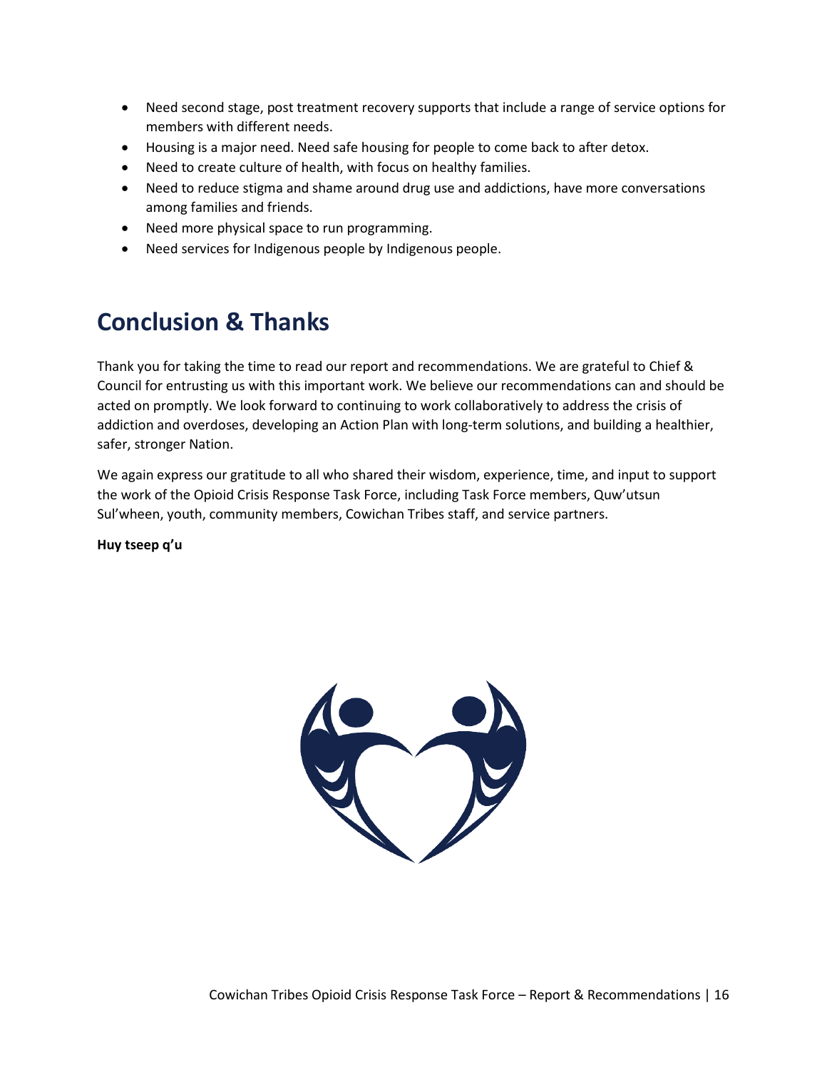- Need second stage, post treatment recovery supports that include a range of service options for members with different needs.
- Housing is a major need. Need safe housing for people to come back to after detox.
- Need to create culture of health, with focus on healthy families.
- Need to reduce stigma and shame around drug use and addictions, have more conversations among families and friends.
- Need more physical space to run programming.
- Need services for Indigenous people by Indigenous people.

## Conclusion & Thanks

Thank you for taking the time to read our report and recommendations. We are grateful to Chief & Council for entrusting us with this important work. We believe our recommendations can and should be acted on promptly. We look forward to continuing to work collaboratively to address the crisis of addiction and overdoses, developing an Action Plan with long-term solutions, and building a healthier, safer, stronger Nation.

We again express our gratitude to all who shared their wisdom, experience, time, and input to support the work of the Opioid Crisis Response Task Force, including Task Force members, Quw'utsun Sul'wheen, youth, community members, Cowichan Tribes staff, and service partners.

**Huy tseep q'u**